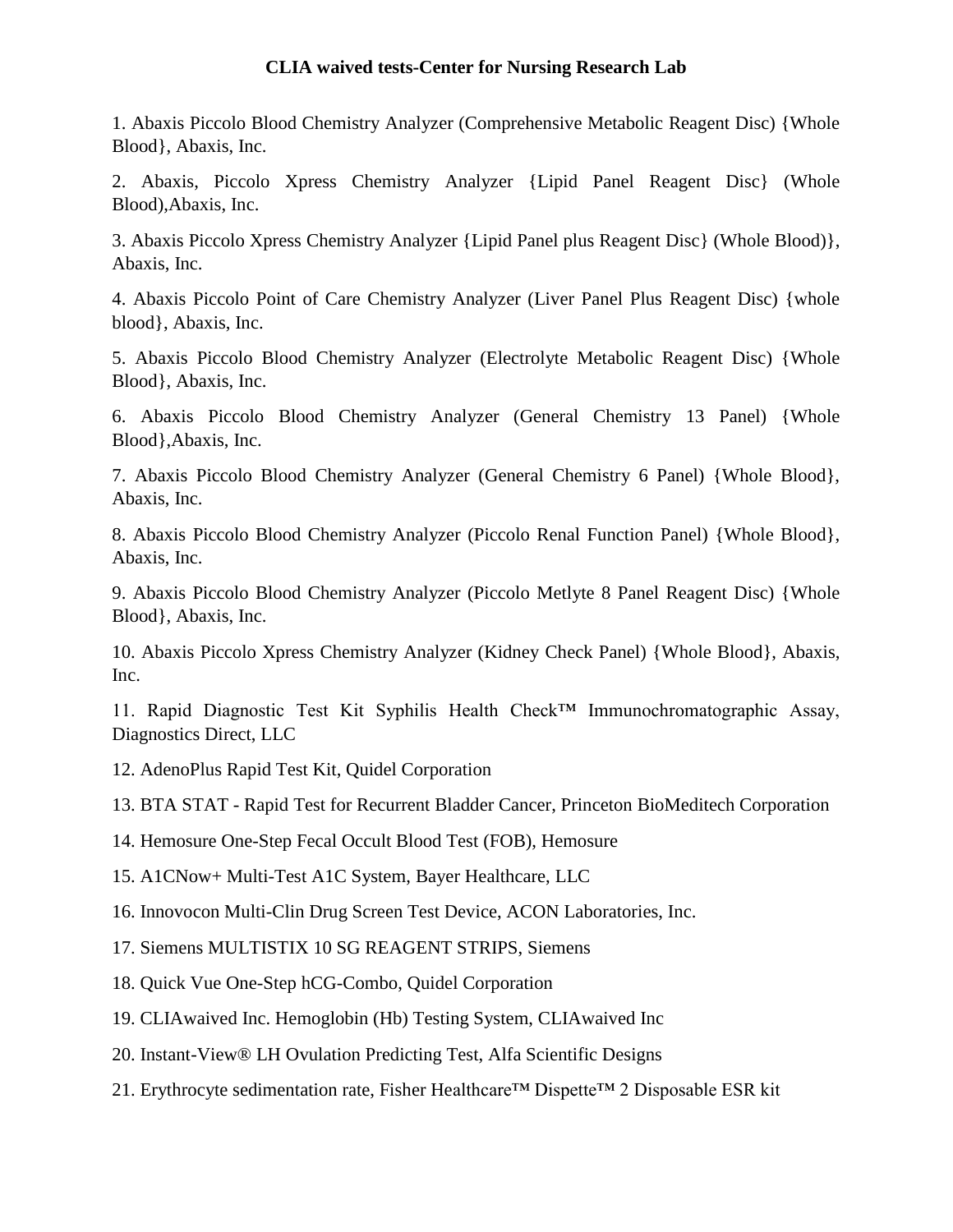# CLIA waived tests-Center for Nursing Research Lab

1. Abaxis Piccolo Blood Chemistry Analyzer (Comprehensive Metabolic Reagent Disc) {Whole Blood}, Abaxis, Inc.

2. Abaxis, Piccolo Xpress Chemistry Analyzer {Lipid Panel Reagent Disc} (Whole Blood),Abaxis, Inc.

3. Abaxis Piccolo Xpress Chemistry Analyzer {Lipid Panel plus Reagent Disc} (Whole Blood)}, Abaxis, Inc.

4. Abaxis Piccolo Point of Care Chemistry Analyzer (Liver Panel Plus Reagent Disc) {whole blood}, Abaxis, Inc.

5. Abaxis Piccolo Blood Chemistry Analyzer (Electrolyte Metabolic Reagent Disc) {Whole Blood}, Abaxis, Inc.

6. Abaxis Piccolo Blood Chemistry Analyzer (General Chemistry 13 Panel) {Whole Blood},Abaxis, Inc.

7. Abaxis Piccolo Blood Chemistry Analyzer (General Chemistry 6 Panel) {Whole Blood}, Abaxis, Inc.

8. Abaxis Piccolo Blood Chemistry Analyzer (Piccolo Renal Function Panel) {Whole Blood}, Abaxis, Inc.

9. Abaxis Piccolo Blood Chemistry Analyzer (Piccolo Metlyte 8 Panel Reagent Disc) {Whole Blood}, Abaxis, Inc.

10. Abaxis Piccolo Xpress Chemistry Analyzer (Kidney Check Panel) {Whole Blood}, Abaxis, Inc.

11. Rapid Diagnostic Test Kit Syphilis Health Check™ Immunochromatographic Assay, Diagnostics Direct, LLC

12. AdenoPlus Rapid Test Kit, Quidel Corporation

13. BTA STAT - Rapid Test for Recurrent Bladder Cancer, Princeton BioMeditech Corporation

14. Hemosure One-Step Fecal Occult Blood Test (FOB), Hemosure

15. A1CNow+ Multi-Test A1C System, Bayer Healthcare, LLC

16. Innovocon Multi-Clin Drug Screen Test Device, ACON Laboratories, Inc.

17. Siemens MULTISTIX 10 SG REAGENT STRIPS, Siemens

18. Quick Vue One-Step hCG-Combo, Quidel Corporation

19. CLIAwaived Inc. Hemoglobin (Hb) Testing System, CLIAwaived Inc

20. Instant-View® LH Ovulation Predicting Test, Alfa Scientific Designs

21. Erythrocyte sedimentation rate, Fisher Healthcare™ Dispette™ 2 Disposable ESR kit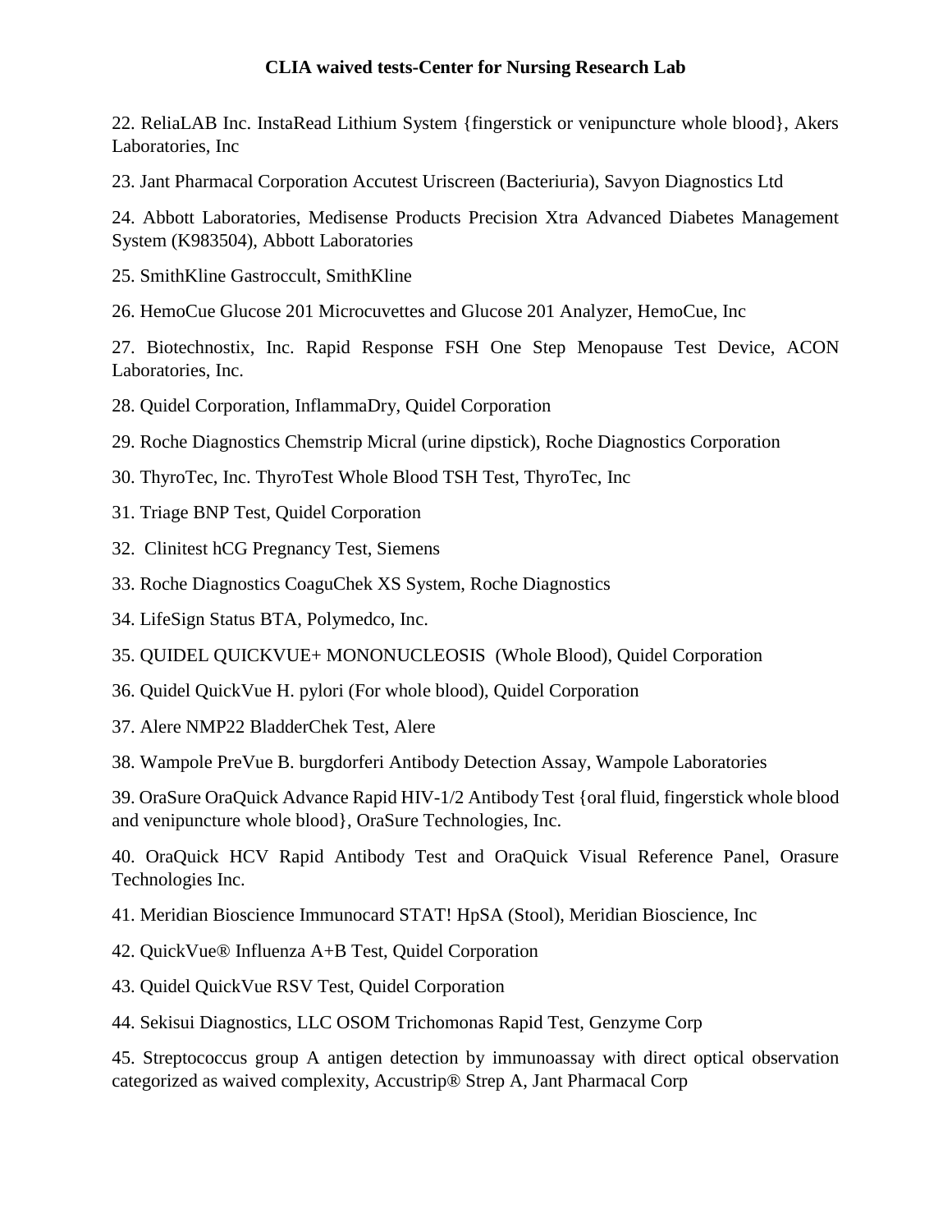**CLIA waived tests-Center for Nursing Research Lab**

22. ReliaLAB Inc. InstaRead Lithium System {fingerstick or venipuncture whole blood}, Akers Laboratories, Inc

23. Jant Pharmacal Corporation Accutest Uriscreen (Bacteriuria), Savyon Diagnostics Ltd

24. Abbott Laboratories, Medisense Products Precision Xtra Advanced Diabetes Management System (K983504), Abbott Laboratories

25. SmithKline Gastroccult, SmithKline

26. HemoCue Glucose 201 Microcuvettes and Glucose 201 Analyzer, HemoCue, Inc

27. Biotechnostix, Inc. Rapid Response FSH One Step Menopause Test Device, ACON Laboratories, Inc.

28. Quidel Corporation, InflammaDry, Quidel Corporation

29. Roche Diagnostics Chemstrip Micral (urine dipstick), Roche Diagnostics Corporation

30. ThyroTec, Inc. ThyroTest Whole Blood TSH Test, ThyroTec, Inc

31. Triage BNP Test, Quidel Corporation

32. Clinitest hCG Pregnancy Test, Siemens

33. Roche Diagnostics CoaguChek XS System, Roche Diagnostics

34. LifeSign Status BTA, Polymedco, Inc.

35. QUIDEL QUICKVUE+ MONONUCLEOSIS (Whole Blood), Quidel Corporation

36. Quidel QuickVue H. pylori (For whole blood), Quidel Corporation

37. Alere NMP22 BladderChek Test, Alere

38. Wampole PreVue B. burgdorferi Antibody Detection Assay, Wampole Laboratories

39. OraSure OraQuick Advance Rapid HIV-1/2 Antibody Test {oral fluid, fingerstick whole blood and venipuncture whole blood}, OraSure Technologies, Inc.

40. OraQuick HCV Rapid Antibody Test and OraQuick Visual Reference Panel, Orasure Technologies Inc.

41. Meridian Bioscience Immunocard STAT! HpSA (Stool), Meridian Bioscience, Inc

42. QuickVue® Influenza A+B Test, Quidel Corporation

43. Quidel QuickVue RSV Test, Quidel Corporation

44. Sekisui Diagnostics, LLC OSOM Trichomonas Rapid Test, Genzyme Corp

45. Streptococcus group A antigen detection by immunoassay with direct optical observation categorized as waived complexity, Accustrip® Strep A, Jant Pharmacal Corp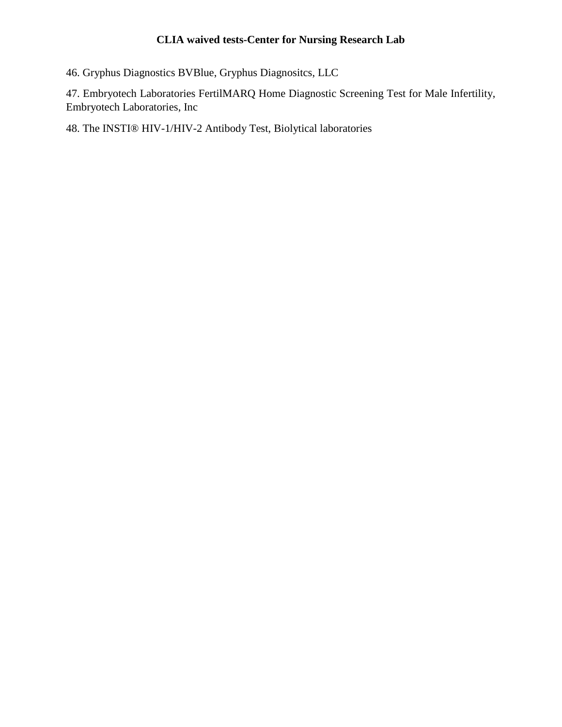46. Gryphus Diagnostics BVBlue, Gryphus Diagnositcs, LLC

47. Embryotech Laboratories FertilMARQ Home Diagnostic Screening Test for Male Infertility, Embryotech Laboratories, Inc

48. The INSTI® HIV-1/HIV-2 Antibody Test, Biolytical laboratories